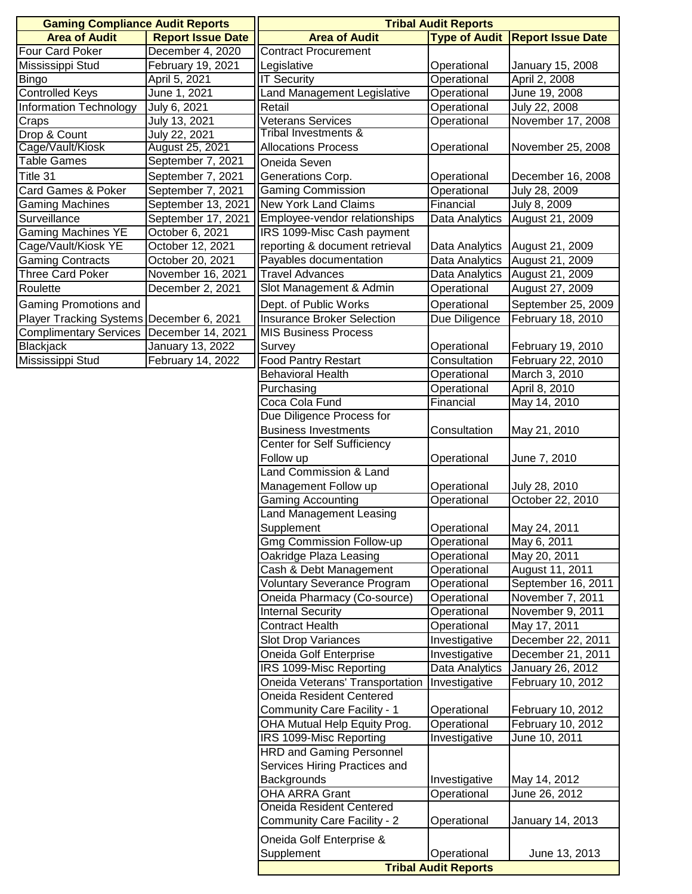| Gaming Compliance Audit Reports | |
|---|---|
| **Area of Audit** | **Report Issue Date** |
| Four Card Poker | December 4, 2020 |
| Mississippi Stud | February 19, 2021 |
| Bingo | April 5, 2021 |
| Controlled Keys | June 1, 2021 |
| Information Technology | July 6, 2021 |
| Craps | July 13, 2021 |
| Drop & Count | July 22, 2021 |
| Cage/Vault/Kiosk | August 25, 2021 |
| Table Games | September 7, 2021 |
| Title 31 | September 7, 2021 |
| Card Games & Poker | September 7, 2021 |
| Gaming Machines | September 13, 2021 |
| Surveillance | September 17, 2021 |
| Gaming Machines YE | October 6, 2021 |
| Cage/Vault/Kiosk YE | October 12, 2021 |
| Gaming Contracts | October 20, 2021 |
| Three Card Poker | November 16, 2021 |
| Roulette | December 2, 2021 |
| Gaming Promotions and Player Tracking Systems | December 6, 2021 |
| Complimentary Services | December 14, 2021 |
| Blackjack | January 13, 2022 |
| Mississippi Stud | February 14, 2022 |

| Tribal Audit Reports | | |
|---|---|---|
| **Area of Audit** | **Type of Audit** | **Report Issue Date** |
| Contract Procurement Legislative | Operational | January 15, 2008 |
| IT Security | Operational | April 2, 2008 |
| Land Management Legislative | Operational | June 19, 2008 |
| Retail | Operational | July 22, 2008 |
| Veterans Services | Operational | November 17, 2008 |
| Tribal Investments & Allocations Process | Operational | November 25, 2008 |
| Oneida Seven Generations Corp. | Operational | December 16, 2008 |
| Gaming Commission | Operational | July 28, 2009 |
| New York Land Claims | Financial | July 8, 2009 |
| Employee-vendor relationships | Data Analytics | August 21, 2009 |
| IRS 1099-Misc Cash payment reporting & document retrieval | Data Analytics | August 21, 2009 |
| Payables documentation | Data Analytics | August 21, 2009 |
| Travel Advances | Data Analytics | August 21, 2009 |
| Slot Management & Admin | Operational | August 27, 2009 |
| Dept. of Public Works | Operational | September 25, 2009 |
| Insurance Broker Selection | Due Diligence | February 18, 2010 |
| MIS Business Process Survey | Operational | February 19, 2010 |
| Food Pantry Restart | Consultation | February 22, 2010 |
| Behavioral Health | Operational | March 3, 2010 |
| Purchasing | Operational | April 8, 2010 |
| Coca Cola Fund | Financial | May 14, 2010 |
| Due Diligence Process for Business Investments | Consultation | May 21, 2010 |
| Center for Self Sufficiency Follow up | Operational | June 7, 2010 |
| Land Commission & Land Management Follow up | Operational | July 28, 2010 |
| Gaming Accounting | Operational | October 22, 2010 |
| Land Management Leasing Supplement | Operational | May 24, 2011 |
| Gmg Commission Follow-up | Operational | May 6, 2011 |
| Oakridge Plaza Leasing | Operational | May 20, 2011 |
| Cash & Debt Management | Operational | August 11, 2011 |
| Voluntary Severance Program | Operational | September 16, 2011 |
| Oneida Pharmacy (Co-source) | Operational | November 7, 2011 |
| Internal Security | Operational | November 9, 2011 |
| Contract Health | Operational | May 17, 2011 |
| Slot Drop Variances | Investigative | December 22, 2011 |
| Oneida Golf Enterprise | Investigative | December 21, 2011 |
| IRS 1099-Misc Reporting | Data Analytics | January 26, 2012 |
| Oneida Veterans' Transportation | Investigative | February 10, 2012 |
| Oneida Resident Centered Community Care Facility - 1 | Operational | February 10, 2012 |
| OHA Mutual Help Equity Prog. | Operational | February 10, 2012 |
| IRS 1099-Misc Reporting | Investigative | June 10, 2011 |
| HRD and Gaming Personnel Services Hiring Practices and Backgrounds | Investigative | May 14, 2012 |
| OHA ARRA Grant | Operational | June 26, 2012 |
| Oneida Resident Centered Community Care Facility - 2 | Operational | January 14, 2013 |
| Oneida Golf Enterprise & Supplement | Operational | June 13, 2013 |
| **Tribal Audit Reports** | | |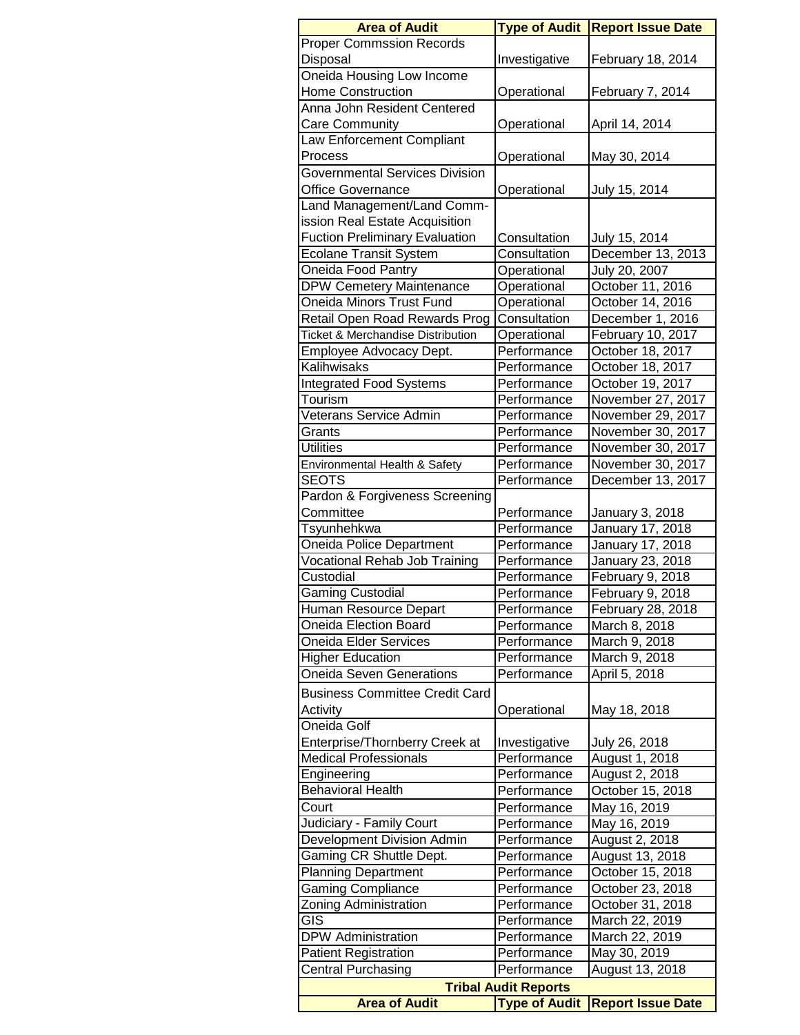| Area of Audit | Type of Audit | Report Issue Date |
|---|---|---|
| Proper Commssion Records Disposal | Investigative | February 18, 2014 |
| Oneida Housing Low Income Home Construction | Operational | February 7, 2014 |
| Anna John Resident Centered Care Community | Operational | April 14, 2014 |
| Law Enforcement Compliant Process | Operational | May 30, 2014 |
| Governmental Services Division Office Governance | Operational | July 15, 2014 |
| Land Management/Land Comm-ission Real Estate Acquisition Fuction Preliminary Evaluation | Consultation | July 15, 2014 |
| Ecolane Transit System | Consultation | December 13, 2013 |
| Oneida Food Pantry | Operational | July 20, 2007 |
| DPW Cemetery Maintenance | Operational | October 11, 2016 |
| Oneida Minors Trust Fund | Operational | October 14, 2016 |
| Retail Open Road Rewards Prog | Consultation | December 1, 2016 |
| Ticket & Merchandise Distribution | Operational | February 10, 2017 |
| Employee Advocacy Dept. | Performance | October 18, 2017 |
| Kalihwisaks | Performance | October 18, 2017 |
| Integrated Food Systems | Performance | October 19, 2017 |
| Tourism | Performance | November 27, 2017 |
| Veterans Service Admin | Performance | November 29, 2017 |
| Grants | Performance | November 30, 2017 |
| Utilities | Performance | November 30, 2017 |
| Environmental Health & Safety | Performance | November 30, 2017 |
| SEOTS | Performance | December 13, 2017 |
| Pardon & Forgiveness Screening Committee | Performance | January 3, 2018 |
| Tsyunhehkwa | Performance | January 17, 2018 |
| Oneida Police Department | Performance | January 17, 2018 |
| Vocational Rehab Job Training | Performance | January 23, 2018 |
| Custodial | Performance | February 9, 2018 |
| Gaming Custodial | Performance | February 9, 2018 |
| Human Resource Depart | Performance | February 28, 2018 |
| Oneida Election Board | Performance | March 8, 2018 |
| Oneida Elder Services | Performance | March 9, 2018 |
| Higher Education | Performance | March 9, 2018 |
| Oneida Seven Generations | Performance | April 5, 2018 |
| Business Committee Credit Card Activity | Operational | May 18, 2018 |
| Oneida Golf Enterprise/Thornberry Creek at | Investigative | July 26, 2018 |
| Medical Professionals | Performance | August 1, 2018 |
| Engineering | Performance | August 2, 2018 |
| Behavioral Health | Performance | October 15, 2018 |
| Court | Performance | May 16, 2019 |
| Judiciary - Family Court | Performance | May 16, 2019 |
| Development Division Admin | Performance | August 2, 2018 |
| Gaming CR Shuttle Dept. | Performance | August 13, 2018 |
| Planning Department | Performance | October 15, 2018 |
| Gaming Compliance | Performance | October 23, 2018 |
| Zoning Administration | Performance | October 31, 2018 |
| GIS | Performance | March 22, 2019 |
| DPW Administration | Performance | March 22, 2019 |
| Patient Registration | Performance | May 30, 2019 |
| Central Purchasing | Performance | August 13, 2018 |

**Tribal Audit Reports**

| Area of Audit | Type of Audit | Report Issue Date |
|---|---|---|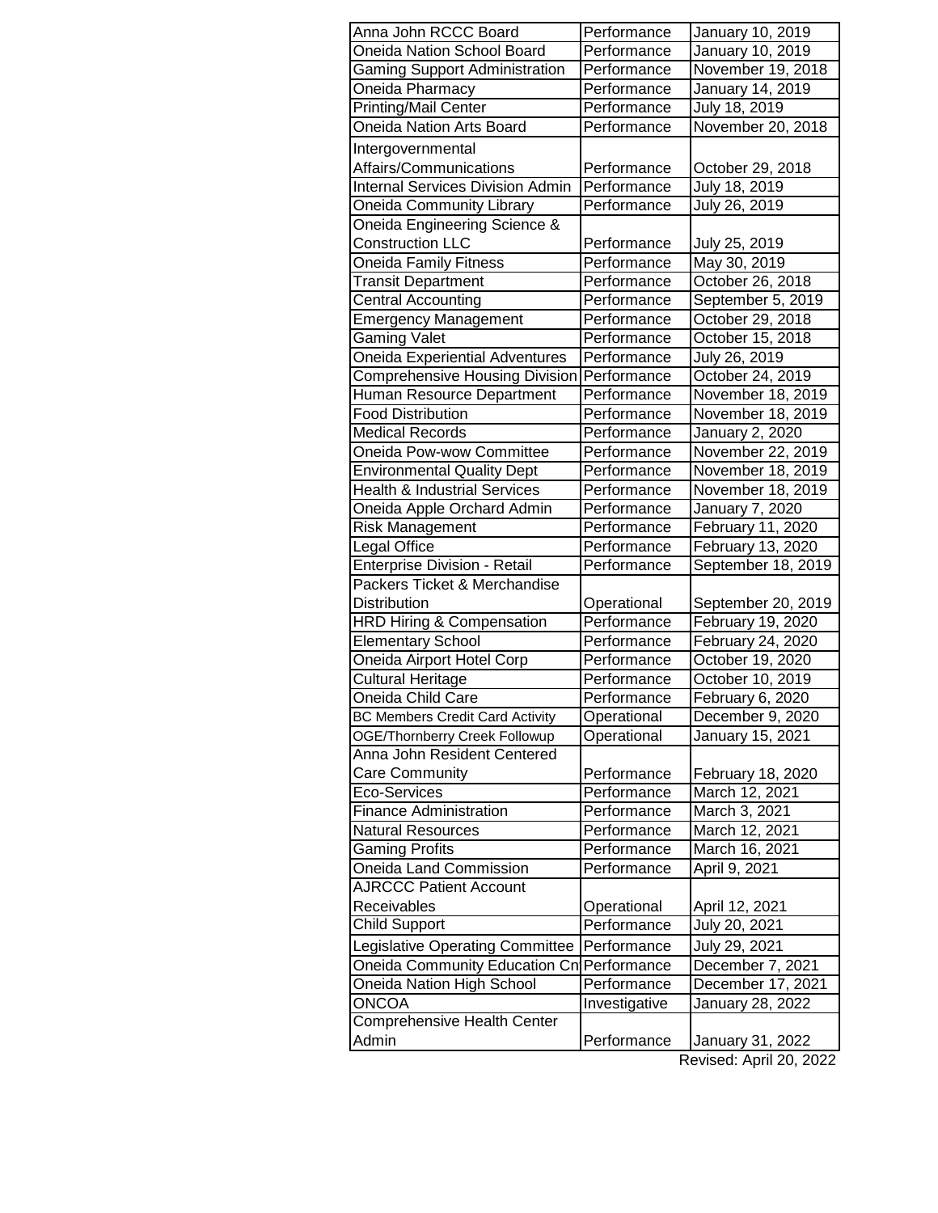| | | |
|---|---|---|
| Anna John RCCC Board | Performance | January 10, 2019 |
| Oneida Nation School Board | Performance | January 10, 2019 |
| Gaming Support Administration | Performance | November 19, 2018 |
| Oneida Pharmacy | Performance | January 14, 2019 |
| Printing/Mail Center | Performance | July 18, 2019 |
| Oneida Nation Arts Board | Performance | November 20, 2018 |
| Intergovernmental Affairs/Communications | Performance | October 29, 2018 |
| Internal Services Division Admin | Performance | July 18, 2019 |
| Oneida Community Library | Performance | July 26, 2019 |
| Oneida Engineering Science & Construction LLC | Performance | July 25, 2019 |
| Oneida Family Fitness | Performance | May 30, 2019 |
| Transit Department | Performance | October 26, 2018 |
| Central Accounting | Performance | September 5, 2019 |
| Emergency Management | Performance | October 29, 2018 |
| Gaming Valet | Performance | October 15, 2018 |
| Oneida Experiential Adventures | Performance | July 26, 2019 |
| Comprehensive Housing Division | Performance | October 24, 2019 |
| Human Resource Department | Performance | November 18, 2019 |
| Food Distribution | Performance | November 18, 2019 |
| Medical Records | Performance | January 2, 2020 |
| Oneida Pow-wow Committee | Performance | November 22, 2019 |
| Environmental Quality Dept | Performance | November 18, 2019 |
| Health & Industrial Services | Performance | November 18, 2019 |
| Oneida Apple Orchard Admin | Performance | January 7, 2020 |
| Risk Management | Performance | February 11, 2020 |
| Legal Office | Performance | February 13, 2020 |
| Enterprise Division - Retail | Performance | September 18, 2019 |
| Packers Ticket & Merchandise Distribution | Operational | September 20, 2019 |
| HRD Hiring & Compensation | Performance | February 19, 2020 |
| Elementary School | Performance | February 24, 2020 |
| Oneida Airport Hotel Corp | Performance | October 19, 2020 |
| Cultural Heritage | Performance | October 10, 2019 |
| Oneida Child Care | Performance | February 6, 2020 |
| BC Members Credit Card Activity | Operational | December 9, 2020 |
| OGE/Thornberry Creek Followup | Operational | January 15, 2021 |
| Anna John Resident Centered Care Community | Performance | February 18, 2020 |
| Eco-Services | Performance | March 12, 2021 |
| Finance Administration | Performance | March 3, 2021 |
| Natural Resources | Performance | March 12, 2021 |
| Gaming Profits | Performance | March 16, 2021 |
| Oneida Land Commission | Performance | April 9, 2021 |
| AJRCCC Patient Account Receivables | Operational | April 12, 2021 |
| Child Support | Performance | July 20, 2021 |
| Legislative Operating Committee | Performance | July 29, 2021 |
| Oneida Community Education Cn | Performance | December 7, 2021 |
| Oneida Nation High School | Performance | December 17, 2021 |
| ONCOA | Investigative | January 28, 2022 |
| Comprehensive Health Center Admin | Performance | January 31, 2022 |

Revised: April 20, 2022